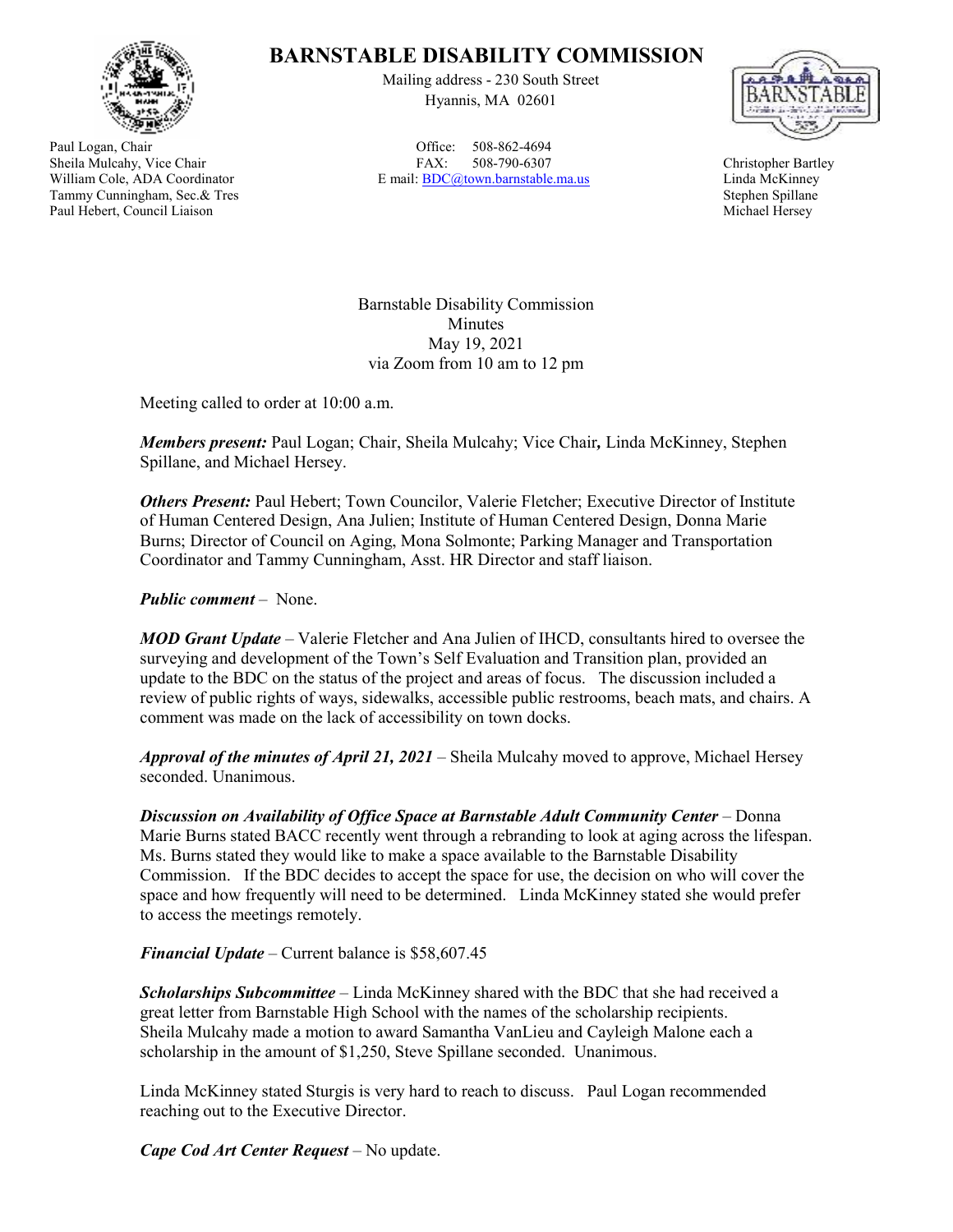# BARNSTABLE DISABILITY COMMISSION

Mailing address - 230 South Street
Hyannis, MA 02601

Office: 508-862-4694
FAX: 508-790-6307
E mail: BDC@town.barnstable.ma.us

Paul Logan, Chair
Sheila Mulcahy, Vice Chair
William Cole, ADA Coordinator
Tammy Cunningham, Sec.& Tres
Paul Hebert, Council Liaison

Christopher Bartley
Linda McKinney
Stephen Spillane
Michael Hersey

Barnstable Disability Commission
Minutes
May 19, 2021
via Zoom from 10 am to 12 pm

Meeting called to order at 10:00 a.m.

***Members present:*** Paul Logan; Chair, Sheila Mulcahy; Vice Chair**,** Linda McKinney, Stephen Spillane, and Michael Hersey.

***Others Present:*** Paul Hebert; Town Councilor, Valerie Fletcher; Executive Director of Institute of Human Centered Design, Ana Julien; Institute of Human Centered Design, Donna Marie Burns; Director of Council on Aging, Mona Solmonte; Parking Manager and Transportation Coordinator and Tammy Cunningham, Asst. HR Director and staff liaison.

***Public comment*** – None.

***MOD Grant Update*** – Valerie Fletcher and Ana Julien of IHCD, consultants hired to oversee the surveying and development of the Town's Self Evaluation and Transition plan, provided an update to the BDC on the status of the project and areas of focus. The discussion included a review of public rights of ways, sidewalks, accessible public restrooms, beach mats, and chairs. A comment was made on the lack of accessibility on town docks.

***Approval of the minutes of April 21, 2021*** – Sheila Mulcahy moved to approve, Michael Hersey seconded. Unanimous.

***Discussion on Availability of Office Space at Barnstable Adult Community Center*** – Donna Marie Burns stated BACC recently went through a rebranding to look at aging across the lifespan. Ms. Burns stated they would like to make a space available to the Barnstable Disability Commission. If the BDC decides to accept the space for use, the decision on who will cover the space and how frequently will need to be determined. Linda McKinney stated she would prefer to access the meetings remotely.

***Financial Update*** – Current balance is $58,607.45

***Scholarships Subcommittee*** – Linda McKinney shared with the BDC that she had received a great letter from Barnstable High School with the names of the scholarship recipients. Sheila Mulcahy made a motion to award Samantha VanLieu and Cayleigh Malone each a scholarship in the amount of $1,250, Steve Spillane seconded. Unanimous.

Linda McKinney stated Sturgis is very hard to reach to discuss. Paul Logan recommended reaching out to the Executive Director.

***Cape Cod Art Center Request*** – No update.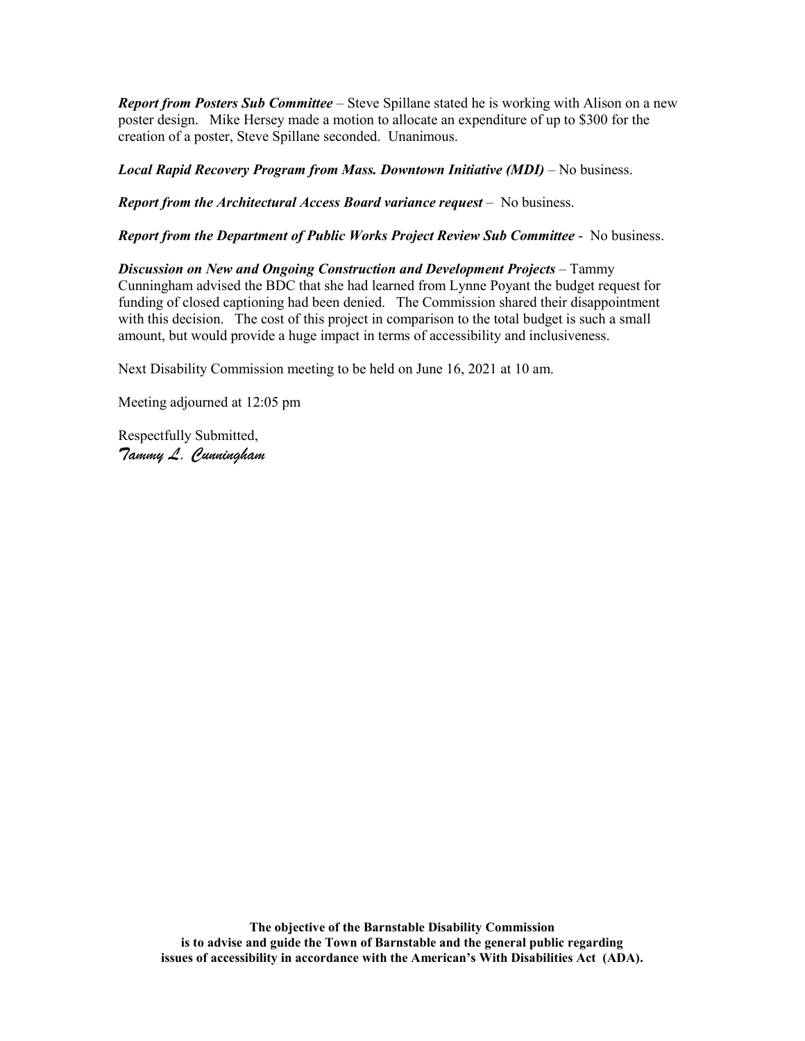***Report from Posters Sub Committee*** – Steve Spillane stated he is working with Alison on a new poster design. Mike Hersey made a motion to allocate an expenditure of up to $300 for the creation of a poster, Steve Spillane seconded. Unanimous.

***Local Rapid Recovery Program from Mass. Downtown Initiative (MDI)*** – No business.

***Report from the Architectural Access Board variance request*** – No business.

***Report from the Department of Public Works Project Review Sub Committee*** - No business.

***Discussion on New and Ongoing Construction and Development Projects*** – Tammy Cunningham advised the BDC that she had learned from Lynne Poyant the budget request for funding of closed captioning had been denied. The Commission shared their disappointment with this decision. The cost of this project in comparison to the total budget is such a small amount, but would provide a huge impact in terms of accessibility and inclusiveness.

Next Disability Commission meeting to be held on June 16, 2021 at 10 am.

Meeting adjourned at 12:05 pm

Respectfully Submitted,
*Tammy L. Cunningham*

**The objective of the Barnstable Disability Commission is to advise and guide the Town of Barnstable and the general public regarding issues of accessibility in accordance with the American's With Disabilities Act (ADA).**